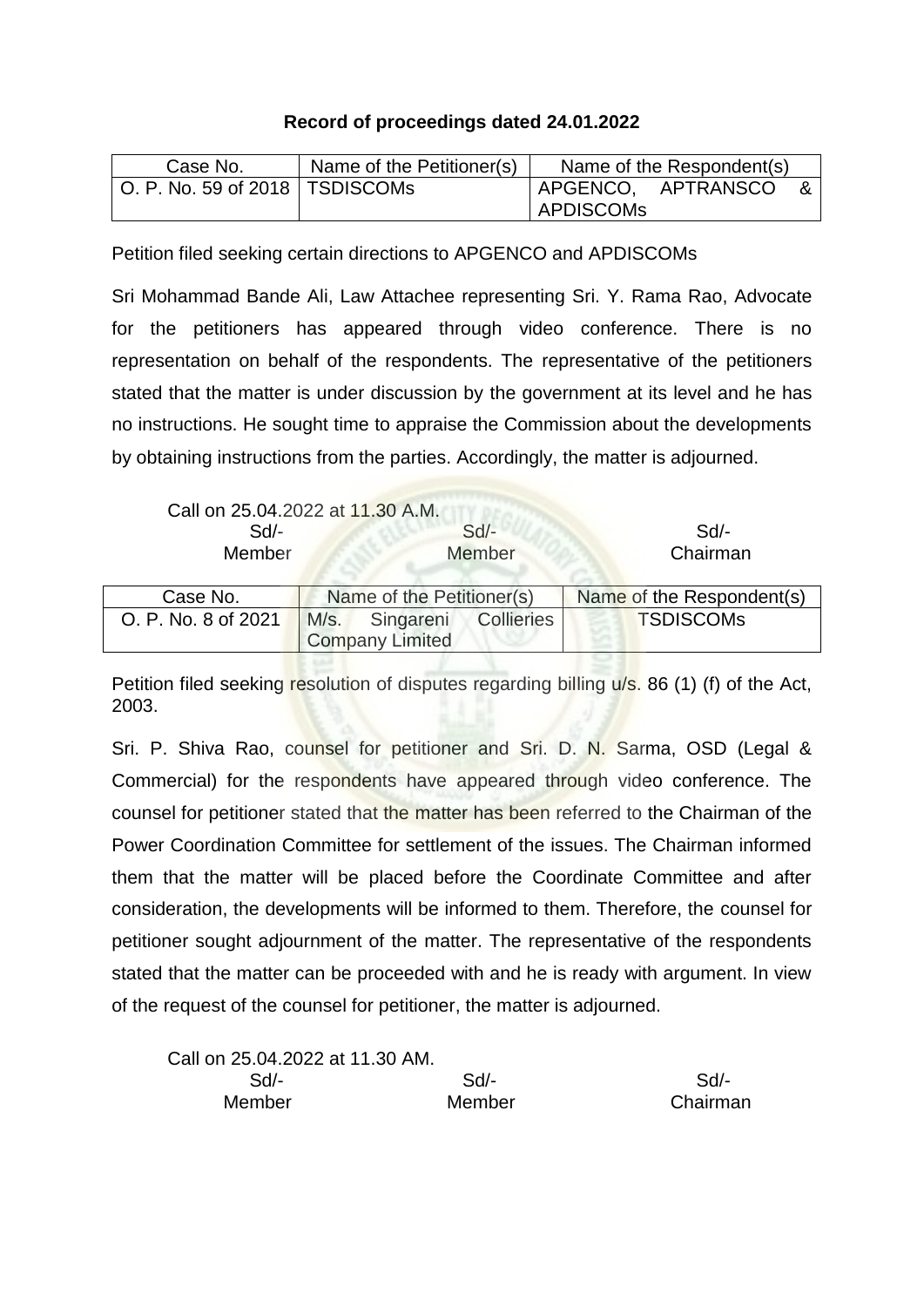**Record of proceedings dated 24.01.2022**

| Case No. | Name of the Petitioner(s) | Name of the Respondent(s) |
|---|---|---|
| O. P. No. 59 of 2018 | TSDISCOMs | APGENCO, APTRANSCO & APDISCOMs |

Petition filed seeking certain directions to APGENCO and APDISCOMs

Sri Mohammad Bande Ali, Law Attachee representing Sri. Y. Rama Rao, Advocate for the petitioners has appeared through video conference. There is no representation on behalf of the respondents. The representative of the petitioners stated that the matter is under discussion by the government at its level and he has no instructions. He sought time to appraise the Commission about the developments by obtaining instructions from the parties. Accordingly, the matter is adjourned.

Call on 25.04.2022 at 11.30 A.M.

| Sd/- | Sd/- | Sd/- |
|---|---|---|
| Member | Member | Chairman |

| Case No. | Name of the Petitioner(s) | Name of the Respondent(s) |
|---|---|---|
| O. P. No. 8 of 2021 | M/s. Singareni Collieries Company Limited | TSDISCOMs |

Petition filed seeking resolution of disputes regarding billing u/s. 86 (1) (f) of the Act, 2003.

Sri. P. Shiva Rao, counsel for petitioner and Sri. D. N. Sarma, OSD (Legal & Commercial) for the respondents have appeared through video conference. The counsel for petitioner stated that the matter has been referred to the Chairman of the Power Coordination Committee for settlement of the issues. The Chairman informed them that the matter will be placed before the Coordinate Committee and after consideration, the developments will be informed to them. Therefore, the counsel for petitioner sought adjournment of the matter. The representative of the respondents stated that the matter can be proceeded with and he is ready with argument. In view of the request of the counsel for petitioner, the matter is adjourned.

Call on 25.04.2022 at 11.30 AM.

| Sd/- | Sd/- | Sd/- |
|---|---|---|
| Member | Member | Chairman |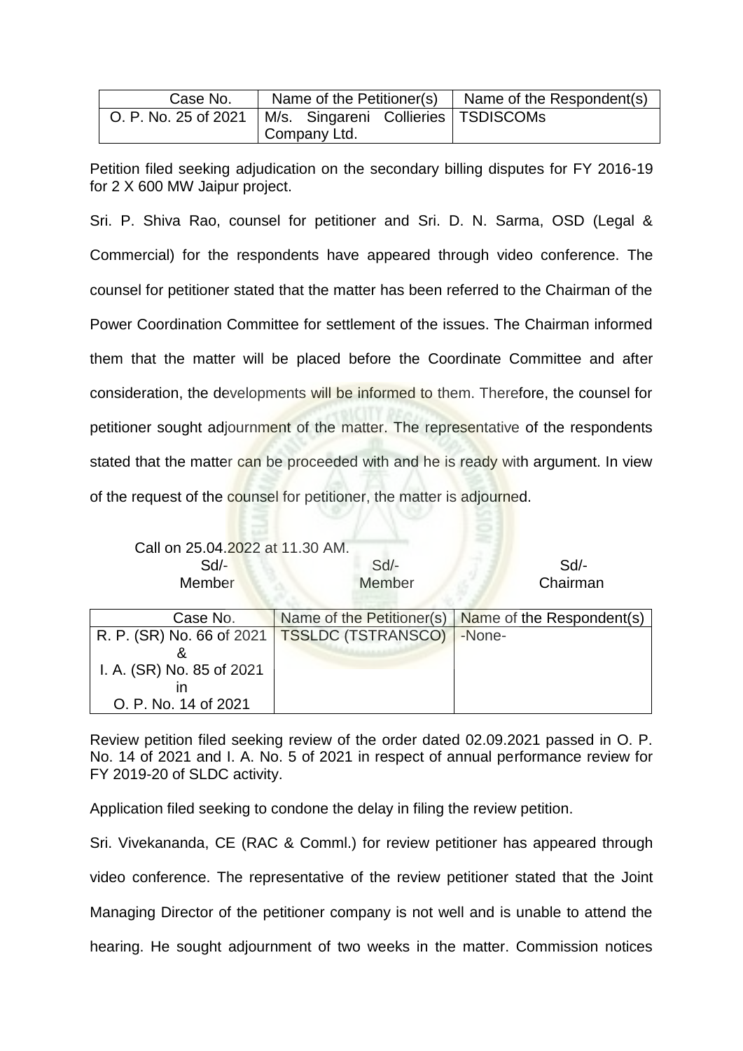| Case No. | Name of the Petitioner(s) | Name of the Respondent(s) |
|---|---|---|
| O. P. No. 25 of 2021 | M/s. Singareni Collieries Company Ltd. | TSDISCOMs |

Petition filed seeking adjudication on the secondary billing disputes for FY 2016-19 for 2 X 600 MW Jaipur project.

Sri. P. Shiva Rao, counsel for petitioner and Sri. D. N. Sarma, OSD (Legal & Commercial) for the respondents have appeared through video conference. The counsel for petitioner stated that the matter has been referred to the Chairman of the Power Coordination Committee for settlement of the issues. The Chairman informed them that the matter will be placed before the Coordinate Committee and after consideration, the developments will be informed to them. Therefore, the counsel for petitioner sought adjournment of the matter. The representative of the respondents stated that the matter can be proceeded with and he is ready with argument. In view of the request of the counsel for petitioner, the matter is adjourned.

Call on 25.04.2022 at 11.30 AM.

| Sd/- | Sd/- | Sd/- |
|---|---|---|
| Member | Member | Chairman |

| Case No. | Name of the Petitioner(s) | Name of the Respondent(s) |
|---|---|---|
| R. P. (SR) No. 66 of 2021 & I. A. (SR) No. 85 of 2021 in O. P. No. 14 of 2021 | TSSLDC (TSTRANSCO) | -None- |

Review petition filed seeking review of the order dated 02.09.2021 passed in O. P. No. 14 of 2021 and I. A. No. 5 of 2021 in respect of annual performance review for FY 2019-20 of SLDC activity.

Application filed seeking to condone the delay in filing the review petition.

Sri. Vivekananda, CE (RAC & Comml.) for review petitioner has appeared through video conference. The representative of the review petitioner stated that the Joint Managing Director of the petitioner company is not well and is unable to attend the hearing. He sought adjournment of two weeks in the matter. Commission notices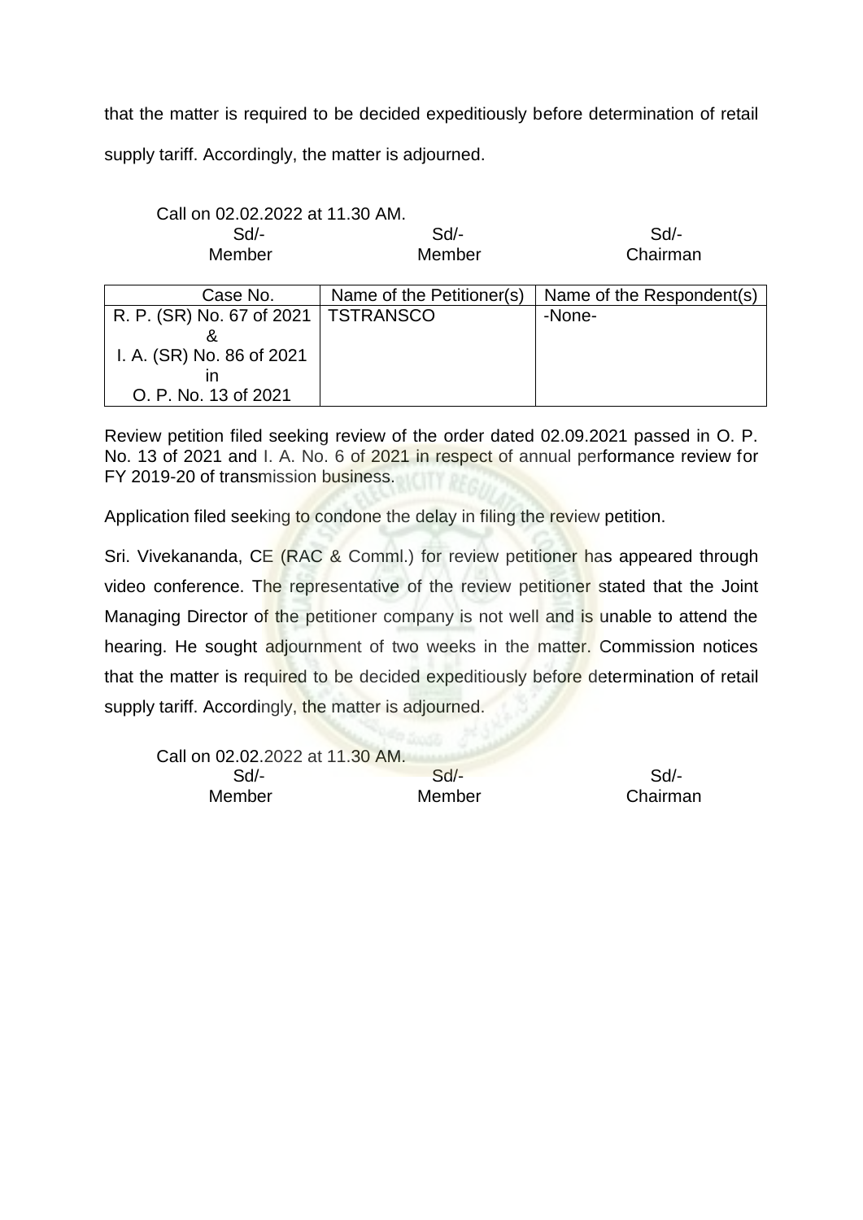that the matter is required to be decided expeditiously before determination of retail supply tariff. Accordingly, the matter is adjourned.

Call on 02.02.2022 at 11.30 AM.

| Sd/- | Sd/- | Sd/- |
|---|---|---|
| Member | Member | Chairman |

| Case No. | Name of the Petitioner(s) | Name of the Respondent(s) |
|---|---|---|
| R. P. (SR) No. 67 of 2021 & I. A. (SR) No. 86 of 2021 in O. P. No. 13 of 2021 | TSTRANSCO | -None- |

Review petition filed seeking review of the order dated 02.09.2021 passed in O. P. No. 13 of 2021 and I. A. No. 6 of 2021 in respect of annual performance review for FY 2019-20 of transmission business.

Application filed seeking to condone the delay in filing the review petition.

Sri. Vivekananda, CE (RAC & Comml.) for review petitioner has appeared through video conference. The representative of the review petitioner stated that the Joint Managing Director of the petitioner company is not well and is unable to attend the hearing. He sought adjournment of two weeks in the matter. Commission notices that the matter is required to be decided expeditiously before determination of retail supply tariff. Accordingly, the matter is adjourned.

Call on 02.02.2022 at 11.30 AM.

| Sd/- | Sd/- | Sd/- |
|---|---|---|
| Member | Member | Chairman |